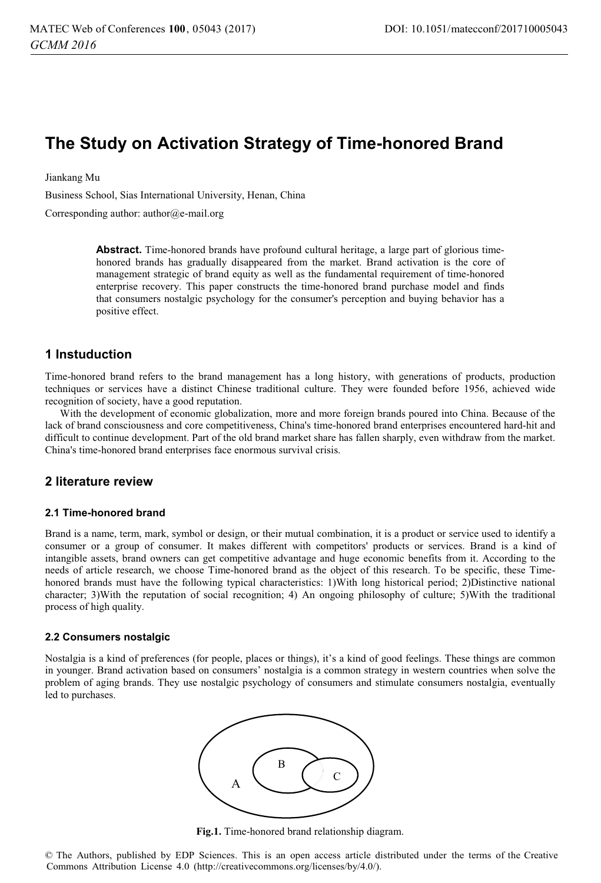# The Study on Activation Strategy of Time-honored Brand

Jiankang Mu

Business School, Sias International University, Henan, China

Corresponding author: author@e-mail.org

**Abstract.** Time-honored brands have profound cultural heritage, a large part of glorious time-honored brands has gradually disappeared from the market. Brand activation is the core of management strategic of brand equity as well as the fundamental requirement of time-honored enterprise recovery. This paper constructs the time-honored brand purchase model and finds that consumers nostalgic psychology for the consumer's perception and buying behavior has a positive effect.

## 1 Instuduction

Time-honored brand refers to the brand management has a long history, with generations of products, production techniques or services have a distinct Chinese traditional culture. They were founded before 1956, achieved wide recognition of society, have a good reputation.

With the development of economic globalization, more and more foreign brands poured into China. Because of the lack of brand consciousness and core competitiveness, China's time-honored brand enterprises encountered hard-hit and difficult to continue development. Part of the old brand market share has fallen sharply, even withdraw from the market. China's time-honored brand enterprises face enormous survival crisis.

## 2 literature review

### 2.1 Time-honored brand

Brand is a name, term, mark, symbol or design, or their mutual combination, it is a product or service used to identify a consumer or a group of consumer. It makes different with competitors' products or services. Brand is a kind of intangible assets, brand owners can get competitive advantage and huge economic benefits from it. According to the needs of article research, we choose Time-honored brand as the object of this research. To be specific, these Time-honored brands must have the following typical characteristics: 1)With long historical period; 2)Distinctive national character; 3)With the reputation of social recognition; 4) An ongoing philosophy of culture; 5)With the traditional process of high quality.

### 2.2 Consumers nostalgic

Nostalgia is a kind of preferences (for people, places or things), it's a kind of good feelings. These things are common in younger. Brand activation based on consumers' nostalgia is a common strategy in western countries when solve the problem of aging brands. They use nostalgic psychology of consumers and stimulate consumers nostalgia, eventually led to purchases.

A B C

**Fig.1.** Time-honored brand relationship diagram.

© The Authors, published by EDP Sciences. This is an open access article distributed under the terms of the Creative Commons Attribution License 4.0 (http://creativecommons.org/licenses/by/4.0/).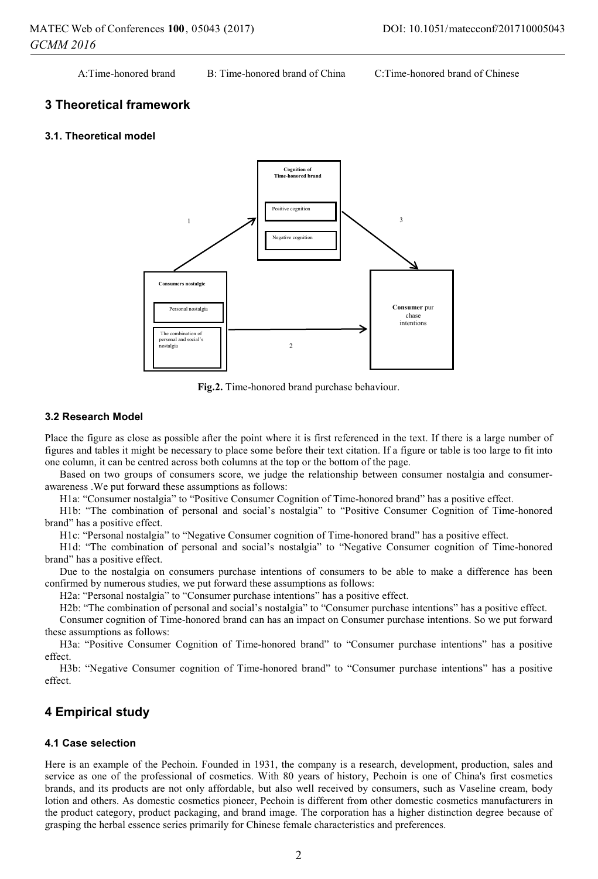A:Time-honored brand B: Time-honored brand of China C:Time-honored brand of Chinese

## 3 Theoretical framework

### 3.1. Theoretical model

Fig.2. Time-honored brand purchase behaviour.

### 3.2 Research Model

Place the figure as close as possible after the point where it is first referenced in the text. If there is a large number of figures and tables it might be necessary to place some before their text citation. If a figure or table is too large to fit into one column, it can be centred across both columns at the top or the bottom of the page.

Based on two groups of consumers score, we judge the relationship between consumer nostalgia and consumer-awareness .We put forward these assumptions as follows:

H1a: "Consumer nostalgia" to "Positive Consumer Cognition of Time-honored brand" has a positive effect.

H1b: "The combination of personal and social's nostalgia" to "Positive Consumer Cognition of Time-honored brand" has a positive effect.

H1c: "Personal nostalgia" to "Negative Consumer cognition of Time-honored brand" has a positive effect.

H1d: "The combination of personal and social's nostalgia" to "Negative Consumer cognition of Time-honored brand" has a positive effect.

Due to the nostalgia on consumers purchase intentions of consumers to be able to make a difference has been confirmed by numerous studies, we put forward these assumptions as follows:

H2a: "Personal nostalgia" to "Consumer purchase intentions" has a positive effect.

H2b: "The combination of personal and social's nostalgia" to "Consumer purchase intentions" has a positive effect.

Consumer cognition of Time-honored brand can has an impact on Consumer purchase intentions. So we put forward these assumptions as follows:

H3a: "Positive Consumer Cognition of Time-honored brand" to "Consumer purchase intentions" has a positive effect.

H3b: "Negative Consumer cognition of Time-honored brand" to "Consumer purchase intentions" has a positive effect.

## 4 Empirical study

### 4.1 Case selection

Here is an example of the Pechoin. Founded in 1931, the company is a research, development, production, sales and service as one of the professional of cosmetics. With 80 years of history, Pechoin is one of China's first cosmetics brands, and its products are not only affordable, but also well received by consumers, such as Vaseline cream, body lotion and others. As domestic cosmetics pioneer, Pechoin is different from other domestic cosmetics manufacturers in the product category, product packaging, and brand image. The corporation has a higher distinction degree because of grasping the herbal essence series primarily for Chinese female characteristics and preferences.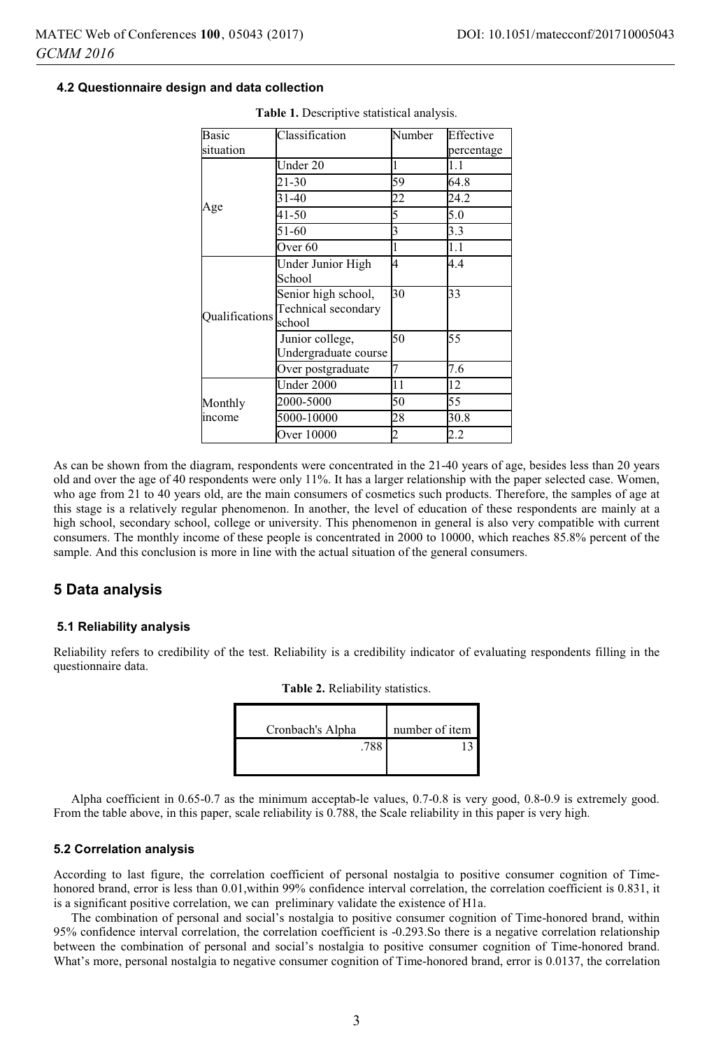### 4.2 Questionnaire design and data collection

**Table 1.** Descriptive statistical analysis.

| Basic situation | Classification | Number | Effective percentage |
|---|---|---|---|
| Age | Under 20 | 1 | 1.1 |
| | 21-30 | 59 | 64.8 |
| | 31-40 | 22 | 24.2 |
| | 41-50 | 5 | 5.0 |
| | 51-60 | 3 | 3.3 |
| | Over 60 | 1 | 1.1 |
| Qualifications | Under Junior High School | 4 | 4.4 |
| | Senior high school, Technical secondary school | 30 | 33 |
| | Junior college, Undergraduate course | 50 | 55 |
| | Over postgraduate | 7 | 7.6 |
| Monthly income | Under 2000 | 11 | 12 |
| | 2000-5000 | 50 | 55 |
| | 5000-10000 | 28 | 30.8 |
| | Over 10000 | 2 | 2.2 |

As can be shown from the diagram, respondents were concentrated in the 21-40 years of age, besides less than 20 years old and over the age of 40 respondents were only 11%. It has a larger relationship with the paper selected case. Women, who age from 21 to 40 years old, are the main consumers of cosmetics such products. Therefore, the samples of age at this stage is a relatively regular phenomenon. In another, the level of education of these respondents are mainly at a high school, secondary school, college or university. This phenomenon in general is also very compatible with current consumers. The monthly income of these people is concentrated in 2000 to 10000, which reaches 85.8% percent of the sample. And this conclusion is more in line with the actual situation of the general consumers.

## 5 Data analysis

### 5.1 Reliability analysis

Reliability refers to credibility of the test. Reliability is a credibility indicator of evaluating respondents filling in the questionnaire data.

**Table 2.** Reliability statistics.

| Cronbach's Alpha | number of item |
|---|---|
| .788 | 13 |

Alpha coefficient in 0.65-0.7 as the minimum acceptab-le values, 0.7-0.8 is very good, 0.8-0.9 is extremely good. From the table above, in this paper, scale reliability is 0.788, the Scale reliability in this paper is very high.

### 5.2 Correlation analysis

According to last figure, the correlation coefficient of personal nostalgia to positive consumer cognition of Time-honored brand, error is less than 0.01,within 99% confidence interval correlation, the correlation coefficient is 0.831, it is a significant positive correlation, we can preliminary validate the existence of H1a.

The combination of personal and social's nostalgia to positive consumer cognition of Time-honored brand, within 95% confidence interval correlation, the correlation coefficient is -0.293.So there is a negative correlation relationship between the combination of personal and social's nostalgia to positive consumer cognition of Time-honored brand. What's more, personal nostalgia to negative consumer cognition of Time-honored brand, error is 0.0137, the correlation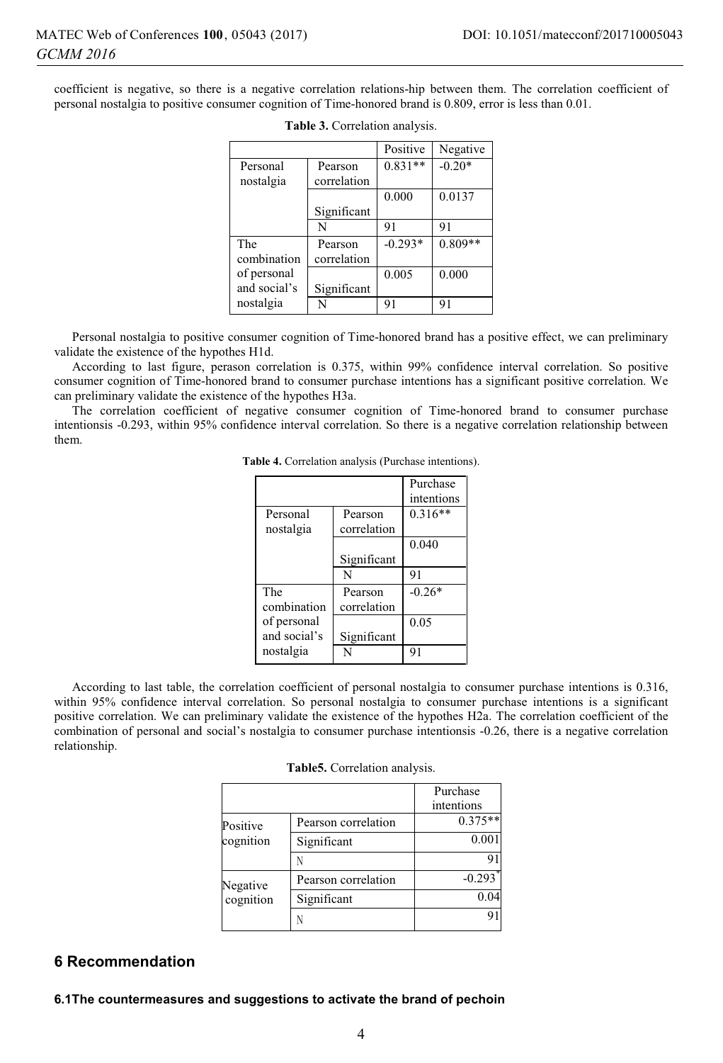coefficient is negative, so there is a negative correlation relations-hip between them. The correlation coefficient of personal nostalgia to positive consumer cognition of Time-honored brand is 0.809, error is less than 0.01.

**Table 3.** Correlation analysis.

| | | Positive | Negative |
|---|---|---|---|
| Personal nostalgia | Pearson correlation | 0.831** | -0.20* |
| | Significant | 0.000 | 0.0137 |
| | N | 91 | 91 |
| The combination of personal and social's nostalgia | Pearson correlation | -0.293* | 0.809** |
| | Significant | 0.005 | 0.000 |
| | N | 91 | 91 |

Personal nostalgia to positive consumer cognition of Time-honored brand has a positive effect, we can preliminary validate the existence of the hypothes H1d.

According to last figure, perason correlation is 0.375, within 99% confidence interval correlation. So positive consumer cognition of Time-honored brand to consumer purchase intentions has a significant positive correlation. We can preliminary validate the existence of the hypothes H3a.

The correlation coefficient of negative consumer cognition of Time-honored brand to consumer purchase intentionsis -0.293, within 95% confidence interval correlation. So there is a negative correlation relationship between them.

**Table 4.** Correlation analysis (Purchase intentions).

| | | Purchase intentions |
|---|---|---|
| Personal nostalgia | Pearson correlation | 0.316** |
| | Significant | 0.040 |
| | N | 91 |
| The combination of personal and social's nostalgia | Pearson correlation | -0.26* |
| | Significant | 0.05 |
| | N | 91 |

According to last table, the correlation coefficient of personal nostalgia to consumer purchase intentions is 0.316, within 95% confidence interval correlation. So personal nostalgia to consumer purchase intentions is a significant positive correlation. We can preliminary validate the existence of the hypothes H2a. The correlation coefficient of the combination of personal and social's nostalgia to consumer purchase intentionsis -0.26, there is a negative correlation relationship.

**Table5.** Correlation analysis.

| | | Purchase intentions |
|---|---|---|
| Positive cognition | Pearson correlation | 0.375** |
| | Significant | 0.001 |
| | N | 91 |
| Negative cognition | Pearson correlation | -0.293* |
| | Significant | 0.04 |
| | N | 91 |

## 6 Recommendation

### 6.1The countermeasures and suggestions to activate the brand of pechoin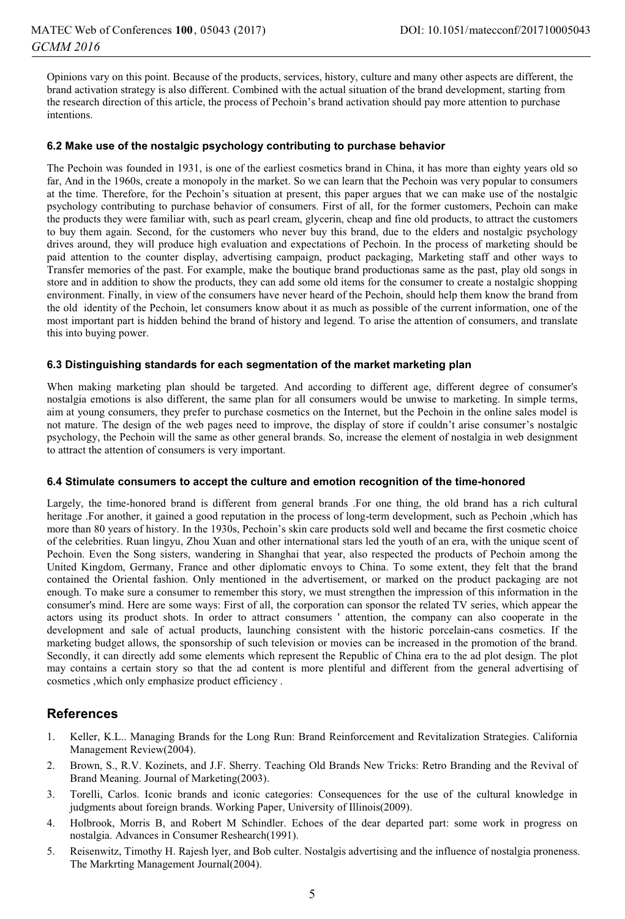Opinions vary on this point. Because of the products, services, history, culture and many other aspects are different, the brand activation strategy is also different. Combined with the actual situation of the brand development, starting from the research direction of this article, the process of Pechoin's brand activation should pay more attention to purchase intentions.

### 6.2 Make use of the nostalgic psychology contributing to purchase behavior

The Pechoin was founded in 1931, is one of the earliest cosmetics brand in China, it has more than eighty years old so far, And in the 1960s, create a monopoly in the market. So we can learn that the Pechoin was very popular to consumers at the time. Therefore, for the Pechoin's situation at present, this paper argues that we can make use of the nostalgic psychology contributing to purchase behavior of consumers. First of all, for the former customers, Pechoin can make the products they were familiar with, such as pearl cream, glycerin, cheap and fine old products, to attract the customers to buy them again. Second, for the customers who never buy this brand, due to the elders and nostalgic psychology drives around, they will produce high evaluation and expectations of Pechoin. In the process of marketing should be paid attention to the counter display, advertising campaign, product packaging, Marketing staff and other ways to Transfer memories of the past. For example, make the boutique brand productionas same as the past, play old songs in store and in addition to show the products, they can add some old items for the consumer to create a nostalgic shopping environment. Finally, in view of the consumers have never heard of the Pechoin, should help them know the brand from the old identity of the Pechoin, let consumers know about it as much as possible of the current information, one of the most important part is hidden behind the brand of history and legend. To arise the attention of consumers, and translate this into buying power.

### 6.3 Distinguishing standards for each segmentation of the market marketing plan

When making marketing plan should be targeted. And according to different age, different degree of consumer's nostalgia emotions is also different, the same plan for all consumers would be unwise to marketing. In simple terms, aim at young consumers, they prefer to purchase cosmetics on the Internet, but the Pechoin in the online sales model is not mature. The design of the web pages need to improve, the display of store if couldn't arise consumer's nostalgic psychology, the Pechoin will the same as other general brands. So, increase the element of nostalgia in web designment to attract the attention of consumers is very important.

### 6.4 Stimulate consumers to accept the culture and emotion recognition of the time-honored

Largely, the time-honored brand is different from general brands .For one thing, the old brand has a rich cultural heritage .For another, it gained a good reputation in the process of long-term development, such as Pechoin ,which has more than 80 years of history. In the 1930s, Pechoin's skin care products sold well and became the first cosmetic choice of the celebrities. Ruan lingyu, Zhou Xuan and other international stars led the youth of an era, with the unique scent of Pechoin. Even the Song sisters, wandering in Shanghai that year, also respected the products of Pechoin among the United Kingdom, Germany, France and other diplomatic envoys to China. To some extent, they felt that the brand contained the Oriental fashion. Only mentioned in the advertisement, or marked on the product packaging are not enough. To make sure a consumer to remember this story, we must strengthen the impression of this information in the consumer's mind. Here are some ways: First of all, the corporation can sponsor the related TV series, which appear the actors using its product shots. In order to attract consumers ' attention, the company can also cooperate in the development and sale of actual products, launching consistent with the historic porcelain-cans cosmetics. If the marketing budget allows, the sponsorship of such television or movies can be increased in the promotion of the brand. Secondly, it can directly add some elements which represent the Republic of China era to the ad plot design. The plot may contains a certain story so that the ad content is more plentiful and different from the general advertising of cosmetics ,which only emphasize product efficiency .

## References

1. Keller, K.L.. Managing Brands for the Long Run: Brand Reinforcement and Revitalization Strategies. California Management Review(2004).
2. Brown, S., R.V. Kozinets, and J.F. Sherry. Teaching Old Brands New Tricks: Retro Branding and the Revival of Brand Meaning. Journal of Marketing(2003).
3. Torelli, Carlos. Iconic brands and iconic categories: Consequences for the use of the cultural knowledge in judgments about foreign brands. Working Paper, University of Illinois(2009).
4. Holbrook, Morris B, and Robert M Schindler. Echoes of the dear departed part: some work in progress on nostalgia. Advances in Consumer Reshearch(1991).
5. Reisenwitz, Timothy H. Rajesh lyer, and Bob culter. Nostalgis advertising and the influence of nostalgia proneness. The Markrting Management Journal(2004).